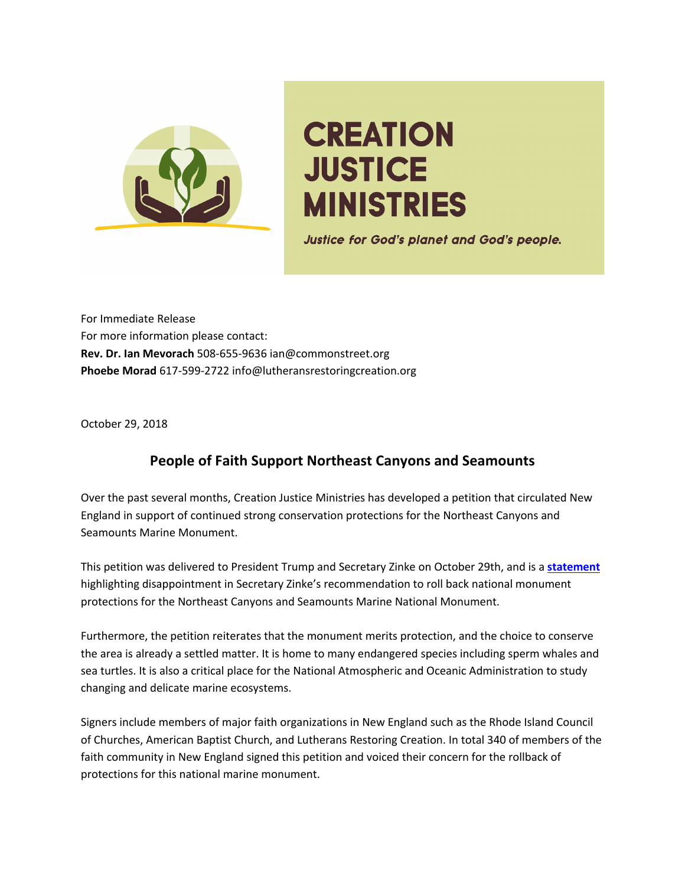# CREATION JUSTICE MINISTRIES

*Justice for God's planet and God's people.*

For Immediate Release
For more information please contact:
**Rev. Dr. Ian Mevorach** 508-655-9636 ian@commonstreet.org
**Phoebe Morad** 617-599-2722 info@lutheransrestoringcreation.org

October 29, 2018

## People of Faith Support Northeast Canyons and Seamounts

Over the past several months, Creation Justice Ministries has developed a petition that circulated New England in support of continued strong conservation protections for the Northeast Canyons and Seamounts Marine Monument.

This petition was delivered to President Trump and Secretary Zinke on October 29th, and is a **statement** highlighting disappointment in Secretary Zinke's recommendation to roll back national monument protections for the Northeast Canyons and Seamounts Marine National Monument.

Furthermore, the petition reiterates that the monument merits protection, and the choice to conserve the area is already a settled matter. It is home to many endangered species including sperm whales and sea turtles. It is also a critical place for the National Atmospheric and Oceanic Administration to study changing and delicate marine ecosystems.

Signers include members of major faith organizations in New England such as the Rhode Island Council of Churches, American Baptist Church, and Lutherans Restoring Creation. In total 340 of members of the faith community in New England signed this petition and voiced their concern for the rollback of protections for this national marine monument.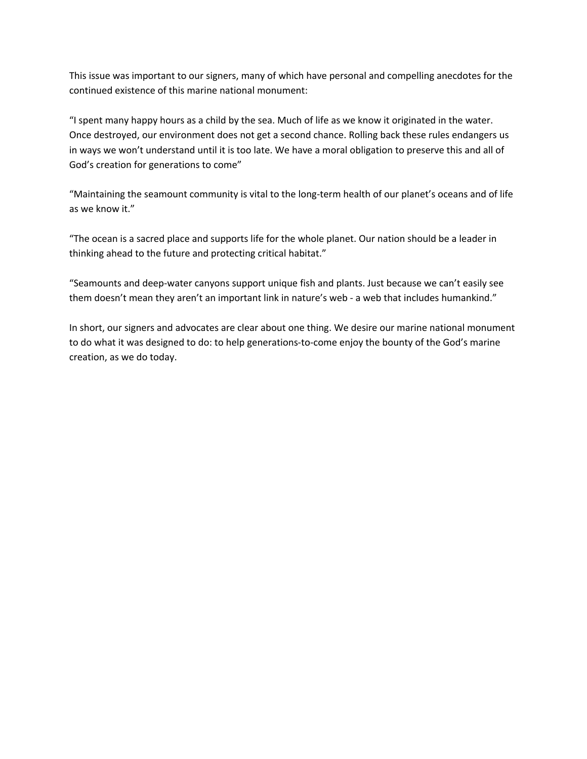This issue was important to our signers, many of which have personal and compelling anecdotes for the continued existence of this marine national monument:

"I spent many happy hours as a child by the sea. Much of life as we know it originated in the water. Once destroyed, our environment does not get a second chance. Rolling back these rules endangers us in ways we won't understand until it is too late. We have a moral obligation to preserve this and all of God's creation for generations to come"

"Maintaining the seamount community is vital to the long-term health of our planet's oceans and of life as we know it."

"The ocean is a sacred place and supports life for the whole planet. Our nation should be a leader in thinking ahead to the future and protecting critical habitat."

"Seamounts and deep-water canyons support unique fish and plants. Just because we can't easily see them doesn't mean they aren't an important link in nature's web - a web that includes humankind."

In short, our signers and advocates are clear about one thing. We desire our marine national monument to do what it was designed to do: to help generations-to-come enjoy the bounty of the God's marine creation, as we do today.